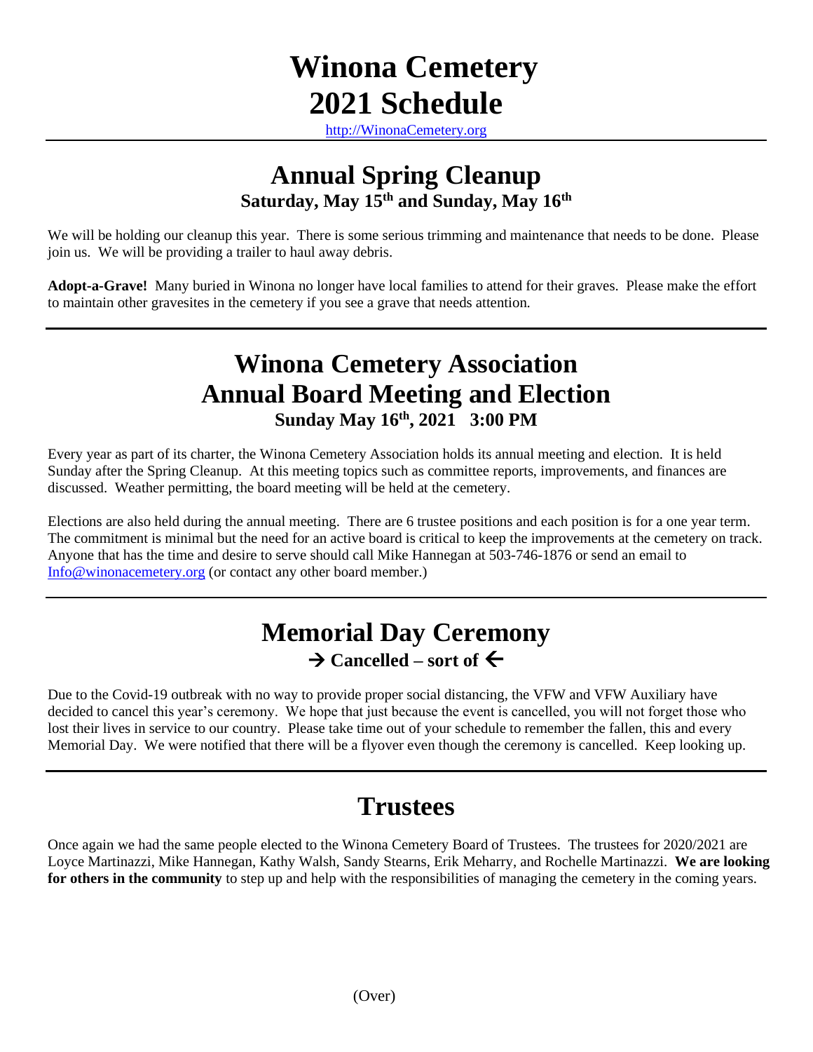# Winona Cemetery
# 2021 Schedule

http://WinonaCemetery.org

---

## Annual Spring Cleanup

### Saturday, May 15th and Sunday, May 16th

We will be holding our cleanup this year. There is some serious trimming and maintenance that needs to be done. Please join us. We will be providing a trailer to haul away debris.

**Adopt-a-Grave!** Many buried in Winona no longer have local families to attend for their graves. Please make the effort to maintain other gravesites in the cemetery if you see a grave that needs attention.

---

## Winona Cemetery Association Annual Board Meeting and Election

### Sunday May 16th, 2021 3:00 PM

Every year as part of its charter, the Winona Cemetery Association holds its annual meeting and election. It is held Sunday after the Spring Cleanup. At this meeting topics such as committee reports, improvements, and finances are discussed. Weather permitting, the board meeting will be held at the cemetery.

Elections are also held during the annual meeting. There are 6 trustee positions and each position is for a one year term. The commitment is minimal but the need for an active board is critical to keep the improvements at the cemetery on track. Anyone that has the time and desire to serve should call Mike Hannegan at 503-746-1876 or send an email to Info@winonacemetery.org (or contact any other board member.)

---

## Memorial Day Ceremony

### → Cancelled – sort of ←

Due to the Covid-19 outbreak with no way to provide proper social distancing, the VFW and VFW Auxiliary have decided to cancel this year's ceremony. We hope that just because the event is cancelled, you will not forget those who lost their lives in service to our country. Please take time out of your schedule to remember the fallen, this and every Memorial Day. We were notified that there will be a flyover even though the ceremony is cancelled. Keep looking up.

---

## Trustees

Once again we had the same people elected to the Winona Cemetery Board of Trustees. The trustees for 2020/2021 are Loyce Martinazzi, Mike Hannegan, Kathy Walsh, Sandy Stearns, Erik Meharry, and Rochelle Martinazzi. **We are looking for others in the community** to step up and help with the responsibilities of managing the cemetery in the coming years.

(Over)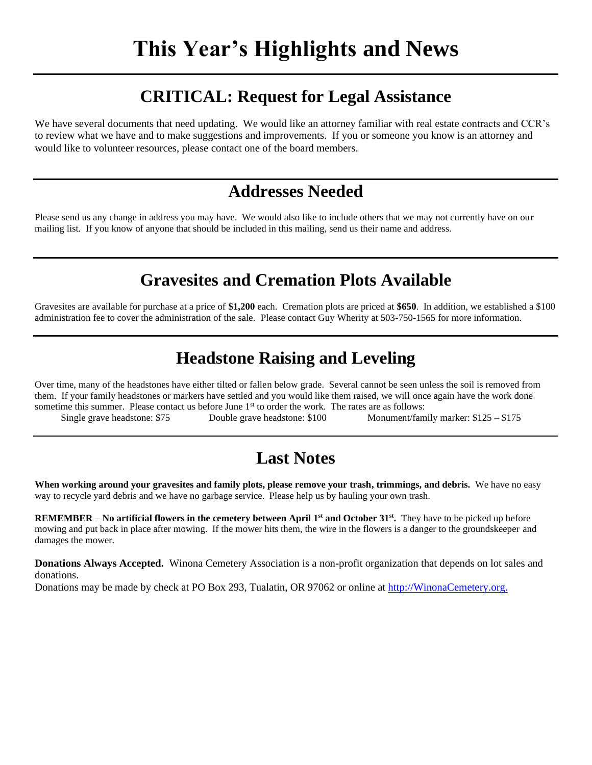# This Year's Highlights and News

## CRITICAL: Request for Legal Assistance

We have several documents that need updating. We would like an attorney familiar with real estate contracts and CCR's to review what we have and to make suggestions and improvements. If you or someone you know is an attorney and would like to volunteer resources, please contact one of the board members.

## Addresses Needed

Please send us any change in address you may have. We would also like to include others that we may not currently have on our mailing list. If you know of anyone that should be included in this mailing, send us their name and address.

## Gravesites and Cremation Plots Available

Gravesites are available for purchase at a price of **$1,200** each. Cremation plots are priced at **$650**. In addition, we established a $100 administration fee to cover the administration of the sale. Please contact Guy Wherity at 503-750-1565 for more information.

## Headstone Raising and Leveling

Over time, many of the headstones have either tilted or fallen below grade. Several cannot be seen unless the soil is removed from them. If your family headstones or markers have settled and you would like them raised, we will once again have the work done sometime this summer. Please contact us before June 1st to order the work. The rates are as follows:

Single grave headstone: $75 Double grave headstone: $100 Monument/family marker: $125 – $175

## Last Notes

**When working around your gravesites and family plots, please remove your trash, trimmings, and debris.** We have no easy way to recycle yard debris and we have no garbage service. Please help us by hauling your own trash.

**REMEMBER** – **No artificial flowers in the cemetery between April 1st and October 31st.** They have to be picked up before mowing and put back in place after mowing. If the mower hits them, the wire in the flowers is a danger to the groundskeeper and damages the mower.

**Donations Always Accepted.** Winona Cemetery Association is a non-profit organization that depends on lot sales and donations.
Donations may be made by check at PO Box 293, Tualatin, OR 97062 or online at [http://WinonaCemetery.org.](http://WinonaCemetery.org)